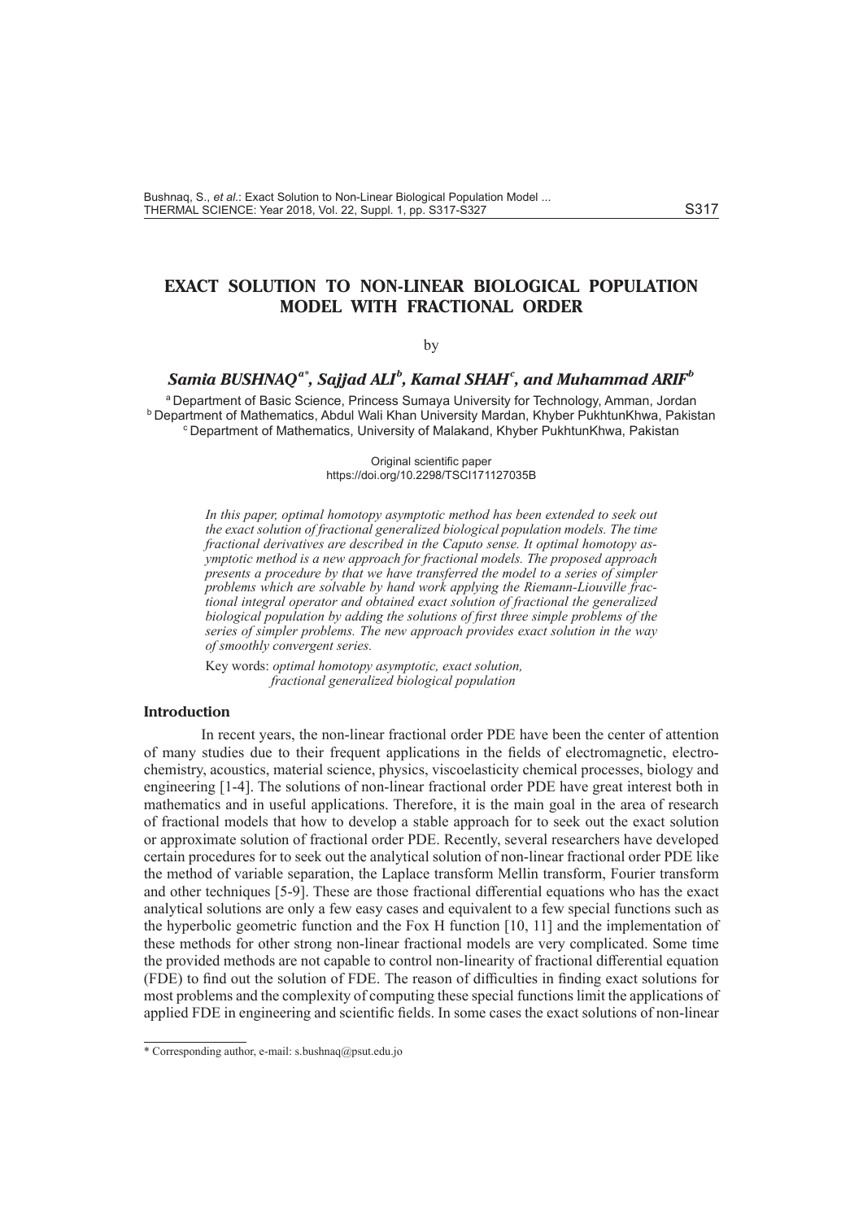# EXACT SOLUTION TO NON-LINEAR BIOLOGICAL POPULATION MODEL WITH FRACTIONAL ORDER

by

***Samia BUSHNAQ[a*], Sajjad ALI[b], Kamal SHAH[c], and Muhammad ARIF[b]***

[a] Department of Basic Science, Princess Sumaya University for Technology, Amman, Jordan
[b] Department of Mathematics, Abdul Wali Khan University Mardan, Khyber PukhtunKhwa, Pakistan
[c] Department of Mathematics, University of Malakand, Khyber PukhtunKhwa, Pakistan

Original scientific paper
https://doi.org/10.2298/TSCI171127035B

*In this paper, optimal homotopy asymptotic method has been extended to seek out the exact solution of fractional generalized biological population models. The time fractional derivatives are described in the Caputo sense. It optimal homotopy asymptotic method is a new approach for fractional models. The proposed approach presents a procedure by that we have transferred the model to a series of simpler problems which are solvable by hand work applying the Riemann-Liouville fractional integral operator and obtained exact solution of fractional the generalized biological population by adding the solutions of first three simple problems of the series of simpler problems. The new approach provides exact solution in the way of smoothly convergent series.*

Key words: *optimal homotopy asymptotic, exact solution, fractional generalized biological population*

## Introduction

In recent years, the non-linear fractional order PDE have been the center of attention of many studies due to their frequent applications in the fields of electromagnetic, electrochemistry, acoustics, material science, physics, viscoelasticity chemical processes, biology and engineering [1-4]. The solutions of non-linear fractional order PDE have great interest both in mathematics and in useful applications. Therefore, it is the main goal in the area of research of fractional models that how to develop a stable approach for to seek out the exact solution or approximate solution of fractional order PDE. Recently, several researchers have developed certain procedures for to seek out the analytical solution of non-linear fractional order PDE like the method of variable separation, the Laplace transform Mellin transform, Fourier transform and other techniques [5-9]. These are those fractional differential equations who has the exact analytical solutions are only a few easy cases and equivalent to a few special functions such as the hyperbolic geometric function and the Fox H function [10, 11] and the implementation of these methods for other strong non-linear fractional models are very complicated. Some time the provided methods are not capable to control non-linearity of fractional differential equation (FDE) to find out the solution of FDE. The reason of difficulties in finding exact solutions for most problems and the complexity of computing these special functions limit the applications of applied FDE in engineering and scientific fields. In some cases the exact solutions of non-linear

* Corresponding author, e-mail: s.bushnaq@psut.edu.jo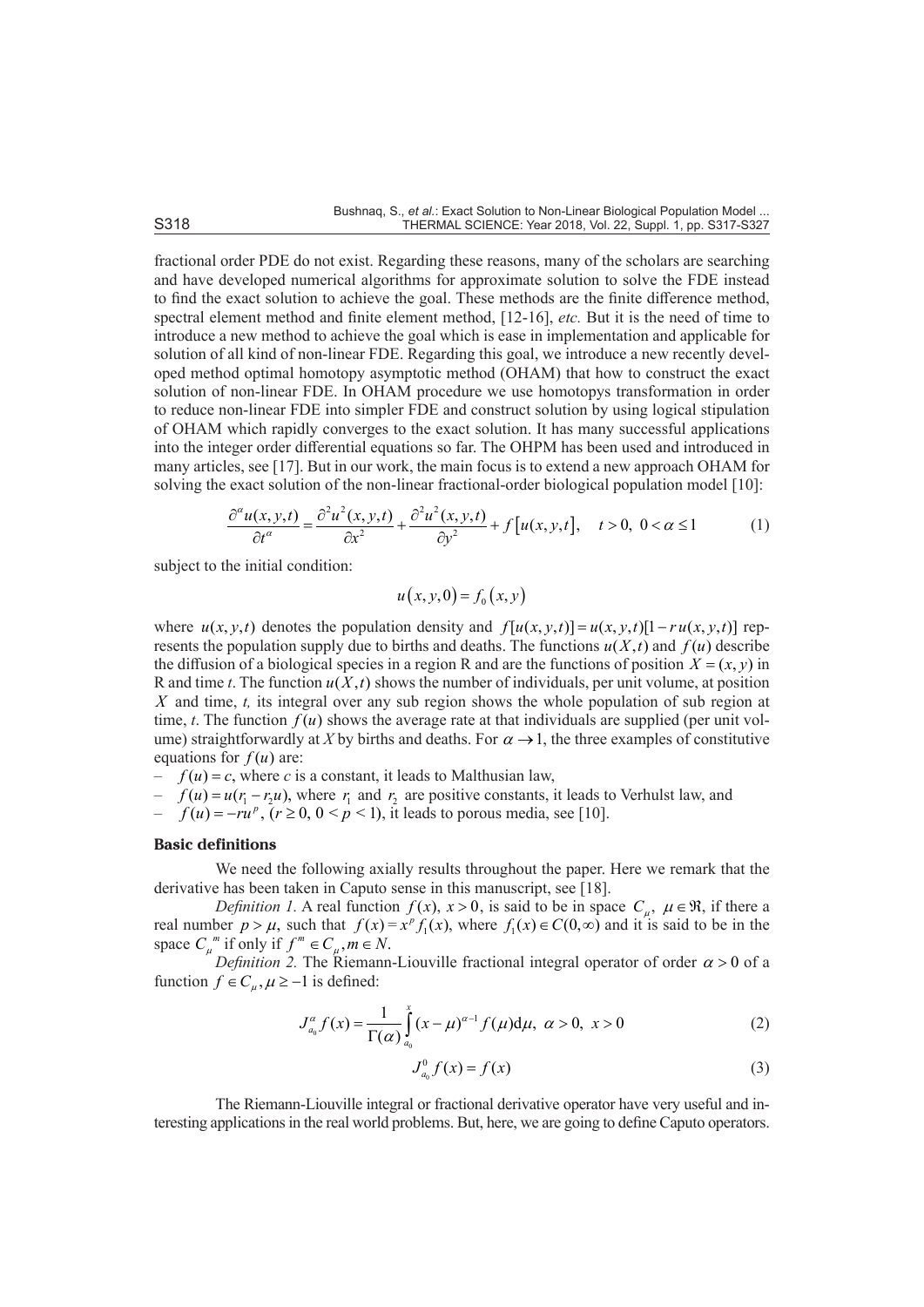fractional order PDE do not exist. Regarding these reasons, many of the scholars are searching and have developed numerical algorithms for approximate solution to solve the FDE instead to find the exact solution to achieve the goal. These methods are the finite difference method, spectral element method and finite element method, [12-16], *etc.* But it is the need of time to introduce a new method to achieve the goal which is ease in implementation and applicable for solution of all kind of non-linear FDE. Regarding this goal, we introduce a new recently developed method optimal homotopy asymptotic method (OHAM) that how to construct the exact solution of non-linear FDE. In OHAM procedure we use homotopys transformation in order to reduce non-linear FDE into simpler FDE and construct solution by using logical stipulation of OHAM which rapidly converges to the exact solution. It has many successful applications into the integer order differential equations so far. The OHPM has been used and introduced in many articles, see [17]. But in our work, the main focus is to extend a new approach OHAM for solving the exact solution of the non-linear fractional-order biological population model [10]:

$$\frac{\partial^{\alpha} u(x,y,t)}{\partial t^{\alpha}} = \frac{\partial^2 u^2(x,y,t)}{\partial x^2} + \frac{\partial^2 u^2(x,y,t)}{\partial y^2} + f\left[u(x,y,t\right], \quad t>0,\ 0<\alpha \le 1 \tag{1}$$

subject to the initial condition:

$$u\left(x,y,0\right) = f_0\left(x,y\right)$$

where $u(x,y,t)$ denotes the population density and $f[u(x,y,t)] = u(x,y,t)[1 - r\,u(x,y,t)]$ represents the population supply due to births and deaths. The functions $u(X,t)$ and $f(u)$ describe the diffusion of a biological species in a region R and are the functions of position $X=(x,y)$ in R and time *t*. The function $u(X,t)$ shows the number of individuals, per unit volume, at position $X$ and time, *t,* its integral over any sub region shows the whole population of sub region at time, *t*. The function $f(u)$ shows the average rate at that individuals are supplied (per unit volume) straightforwardly at *X* by births and deaths. For $\alpha \to 1$, the three examples of constitutive equations for $f(u)$ are:

- $f(u) = c$, where *c* is a constant, it leads to Malthusian law,
- $f(u) = u(r_1 - r_2 u)$, where $r_1$ and $r_2$ are positive constants, it leads to Verhulst law, and
- $f(u) = -ru^p$, $(r \ge 0,\ 0 < p < 1)$, it leads to porous media, see [10].

## Basic definitions

We need the following axially results throughout the paper. Here we remark that the derivative has been taken in Caputo sense in this manuscript, see [18].

*Definition 1.* A real function $f(x)$, $x>0$, is said to be in space $C_\mu$, $\mu \in \Re$, if there a real number $p>\mu$, such that $f(x) = x^p f_1(x)$, where $f_1(x) \in C(0,\infty)$ and it is said to be in the space $C_\mu{}^m$ if only if $f^m \in C_\mu, m \in N$.

*Definition 2.* The Riemann-Liouville fractional integral operator of order $\alpha > 0$ of a function $f \in C_\mu, \mu \ge -1$ is defined:

$$J_{a_0}^{\alpha} f(x) = \frac{1}{\Gamma(\alpha)} \int_{a_0}^{x} (x-\mu)^{\alpha-1} f(\mu)\mathrm{d}\mu,\ \alpha>0,\ x>0 \tag{2}$$

$$J_{a_0}^{0} f(x) = f(x) \tag{3}$$

The Riemann-Liouville integral or fractional derivative operator have very useful and interesting applications in the real world problems. But, here, we are going to define Caputo operators.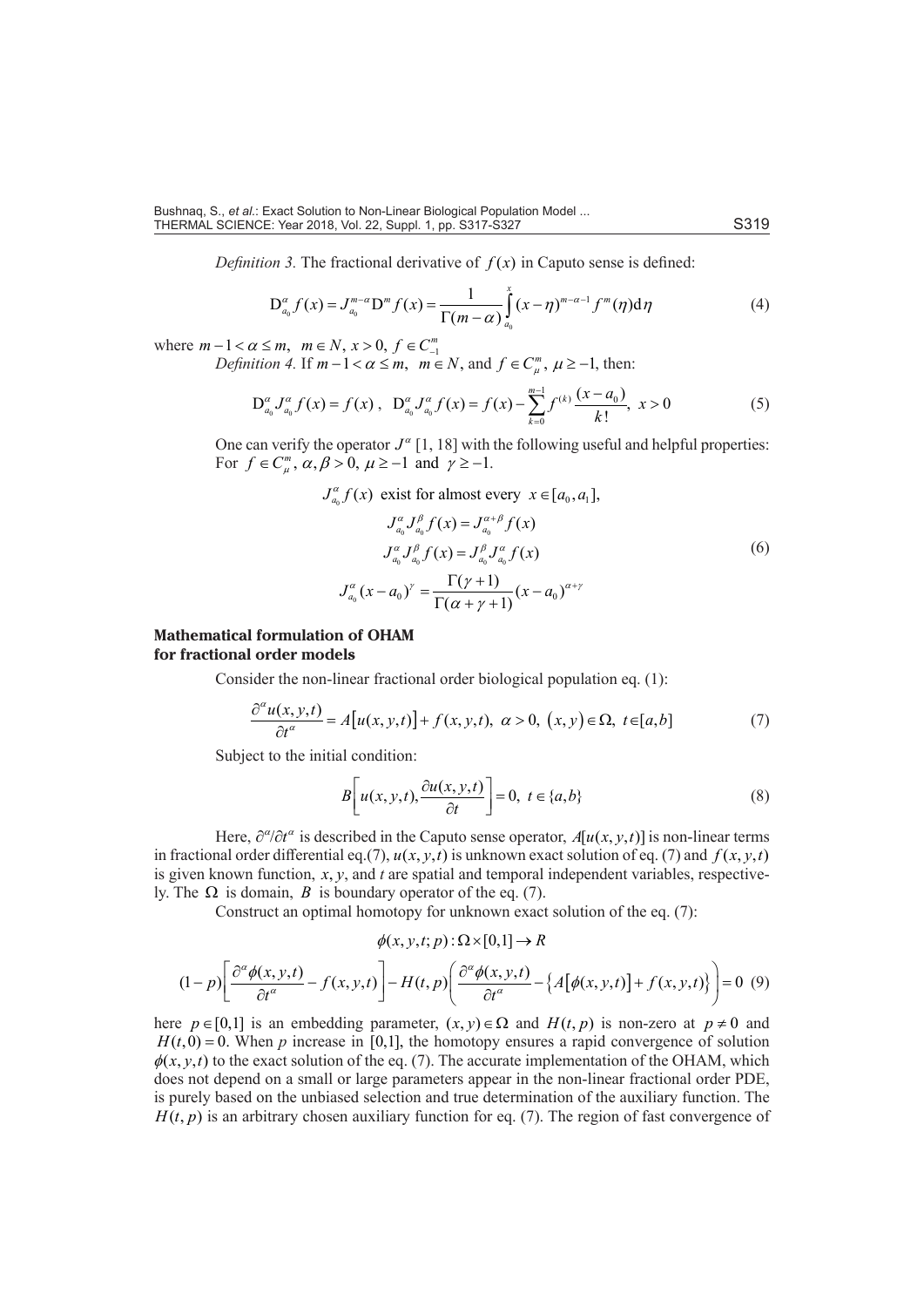*Definition 3.* The fractional derivative of $f(x)$ in Caputo sense is defined:

$$\mathrm{D}_{a_0}^{\alpha} f(x) = J_{a_0}^{m-\alpha} \mathrm{D}^m f(x) = \frac{1}{\Gamma(m-\alpha)} \int_{a_0}^{x} (x-\eta)^{m-\alpha-1} f^m(\eta) \mathrm{d}\eta \tag{4}$$

where $m-1 < \alpha \leq m, \ m \in N, \ x > 0, \ f \in C_{-1}^{m}$

*Definition 4.* If $m-1 < \alpha \leq m, \ m \in N$, and $f \in C_{\mu}^{m}, \ \mu \geq -1$, then:

$$\mathrm{D}_{a_0}^{\alpha} J_{a_0}^{\alpha} f(x) = f(x) \ , \quad \mathrm{D}_{a_0}^{\alpha} J_{a_0}^{\alpha} f(x) = f(x) - \sum_{k=0}^{m-1} f^{(k)} \frac{(x-a_0)}{k!}, \ x > 0 \tag{5}$$

One can verify the operator $J^{\alpha}$ [1, 18] with the following useful and helpful properties: For $f \in C_{\mu}^{m}, \ \alpha, \beta > 0, \ \mu \geq -1$ and $\gamma \geq -1$.

$$\begin{gathered}
J_{a_0}^{\alpha} f(x) \ \text{exist for almost every} \ x \in [a_0, a_1], \\
J_{a_0}^{\alpha} J_{a_0}^{\beta} f(x) = J_{a_0}^{\alpha+\beta} f(x) \\
J_{a_0}^{\alpha} J_{a_0}^{\beta} f(x) = J_{a_0}^{\beta} J_{a_0}^{\alpha} f(x) \\
J_{a_0}^{\alpha} (x-a_0)^{\gamma} = \frac{\Gamma(\gamma+1)}{\Gamma(\alpha+\gamma+1)} (x-a_0)^{\alpha+\gamma}
\end{gathered} \tag{6}$$

## Mathematical formulation of OHAM for fractional order models

Consider the non-linear fractional order biological population eq. (1):

$$\frac{\partial^{\alpha} u(x,y,t)}{\partial t^{\alpha}} = A\big[u(x,y,t)\big] + f(x,y,t), \ \alpha > 0, \ (x,y) \in \Omega, \ t \in [a,b] \tag{7}$$

Subject to the initial condition:

$$B\left[u(x,y,t), \frac{\partial u(x,y,t)}{\partial t}\right] = 0, \ t \in \{a,b\} \tag{8}$$

Here, $\partial^{\alpha}/\partial t^{\alpha}$ is described in the Caputo sense operator, $A[u(x,y,t)]$ is non-linear terms in fractional order differential eq.(7), $u(x,y,t)$ is unknown exact solution of eq. (7) and $f(x,y,t)$ is given known function, $x$, $y$, and $t$ are spatial and temporal independent variables, respectively. The $\Omega$ is domain, $B$ is boundary operator of the eq. (7).

Construct an optimal homotopy for unknown exact solution of the eq. (7):

$$\phi(x,y,t;p) : \Omega \times [0,1] \to R$$

$$(1-p)\left[\frac{\partial^{\alpha}\phi(x,y,t)}{\partial t^{\alpha}} - f(x,y,t)\right] - H(t,p)\left(\frac{\partial^{\alpha}\phi(x,y,t)}{\partial t^{\alpha}} - \big\{A\big[\phi(x,y,t)\big] + f(x,y,t)\big\}\right) = 0 \tag{9}$$

here $p \in [0,1]$ is an embedding parameter, $(x,y) \in \Omega$ and $H(t,p)$ is non-zero at $p \neq 0$ and $H(t,0) = 0$. When $p$ increase in [0,1], the homotopy ensures a rapid convergence of solution $\phi(x,y,t)$ to the exact solution of the eq. (7). The accurate implementation of the OHAM, which does not depend on a small or large parameters appear in the non-linear fractional order PDE, is purely based on the unbiased selection and true determination of the auxiliary function. The $H(t,p)$ is an arbitrary chosen auxiliary function for eq. (7). The region of fast convergence of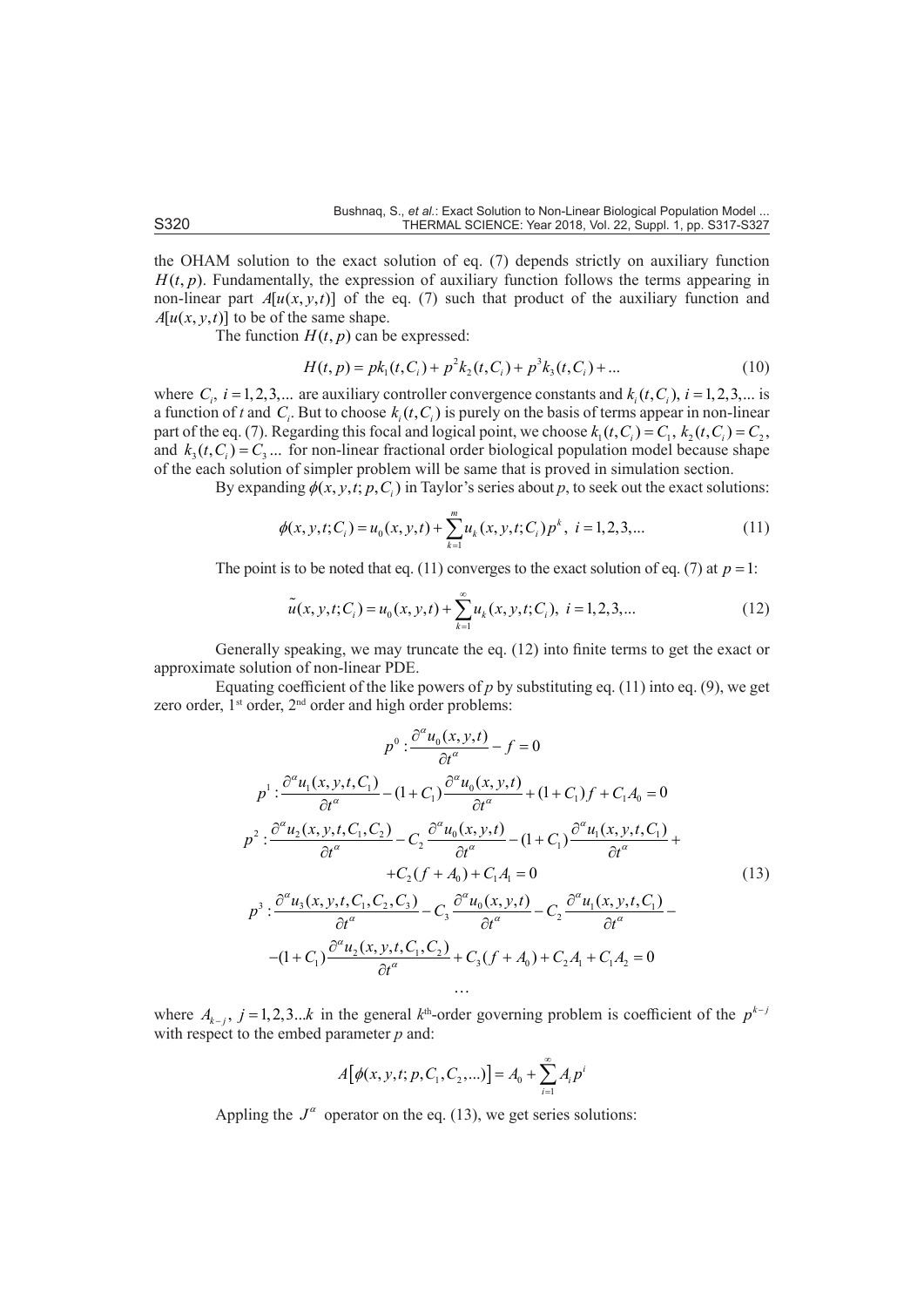the OHAM solution to the exact solution of eq. (7) depends strictly on auxiliary function $H(t, p)$. Fundamentally, the expression of auxiliary function follows the terms appearing in non-linear part $A[u(x, y, t)]$ of the eq. (7) such that product of the auxiliary function and $A[u(x, y, t)]$ to be of the same shape.

The function $H(t, p)$ can be expressed:

$$H(t,p) = pk_1(t,C_i) + p^2 k_2(t,C_i) + p^3 k_3(t,C_i) + \ldots \tag{10}$$

where $C_i,\ i = 1,2,3,\ldots$ are auxiliary controller convergence constants and $k_i(t, C_i),\ i = 1,2,3,\ldots$ is a function of $t$ and $C_i$. But to choose $k_i(t, C_i)$ is purely on the basis of terms appear in non-linear part of the eq. (7). Regarding this focal and logical point, we choose $k_1(t, C_i) = C_1,\ k_2(t, C_i) = C_2$, and $k_3(t, C_i) = C_3 \ldots$ for non-linear fractional order biological population model because shape of the each solution of simpler problem will be same that is proved in simulation section.

By expanding $\phi(x, y, t; p, C_i)$ in Taylor's series about $p$, to seek out the exact solutions:

$$\phi(x,y,t;C_i) = u_0(x,y,t) + \sum_{k=1}^{m} u_k(x,y,t;C_i)p^k,\ i = 1,2,3,\ldots \tag{11}$$

The point is to be noted that eq. (11) converges to the exact solution of eq. (7) at $p = 1$:

$$\tilde{u}(x,y,t;C_i) = u_0(x,y,t) + \sum_{k=1}^{\infty} u_k(x,y,t;C_i),\ i = 1,2,3,\ldots \tag{12}$$

Generally speaking, we may truncate the eq. (12) into finite terms to get the exact or approximate solution of non-linear PDE.

Equating coefficient of the like powers of $p$ by substituting eq. (11) into eq. (9), we get zero order, 1st order, 2nd order and high order problems:

$$
\begin{gathered}
p^0 : \frac{\partial^\alpha u_0(x,y,t)}{\partial t^\alpha} - f = 0 \\
p^1 : \frac{\partial^\alpha u_1(x,y,t,C_1)}{\partial t^\alpha} - (1+C_1)\frac{\partial^\alpha u_0(x,y,t)}{\partial t^\alpha} + (1+C_1)f + C_1 A_0 = 0 \\
p^2 : \frac{\partial^\alpha u_2(x,y,t,C_1,C_2)}{\partial t^\alpha} - C_2\frac{\partial^\alpha u_0(x,y,t)}{\partial t^\alpha} - (1+C_1)\frac{\partial^\alpha u_1(x,y,t,C_1)}{\partial t^\alpha} + \\
+ C_2(f + A_0) + C_1 A_1 = 0 \\
p^3 : \frac{\partial^\alpha u_3(x,y,t,C_1,C_2,C_3)}{\partial t^\alpha} - C_3\frac{\partial^\alpha u_0(x,y,t)}{\partial t^\alpha} - C_2\frac{\partial^\alpha u_1(x,y,t,C_1)}{\partial t^\alpha} - \\
-(1+C_1)\frac{\partial^\alpha u_2(x,y,t,C_1,C_2)}{\partial t^\alpha} + C_3(f + A_0) + C_2 A_1 + C_1 A_2 = 0 \\
\ldots
\end{gathered}
\tag{13}
$$

where $A_{k-j},\ j = 1,2,3\ldots k$ in the general $k$th-order governing problem is coefficient of the $p^{k-j}$ with respect to the embed parameter $p$ and:

$$A[\phi(x,y,t;p,C_1,C_2,\ldots)] = A_0 + \sum_{i=1}^{\infty} A_i p^i$$

Appling the $J^\alpha$ operator on the eq. (13), we get series solutions: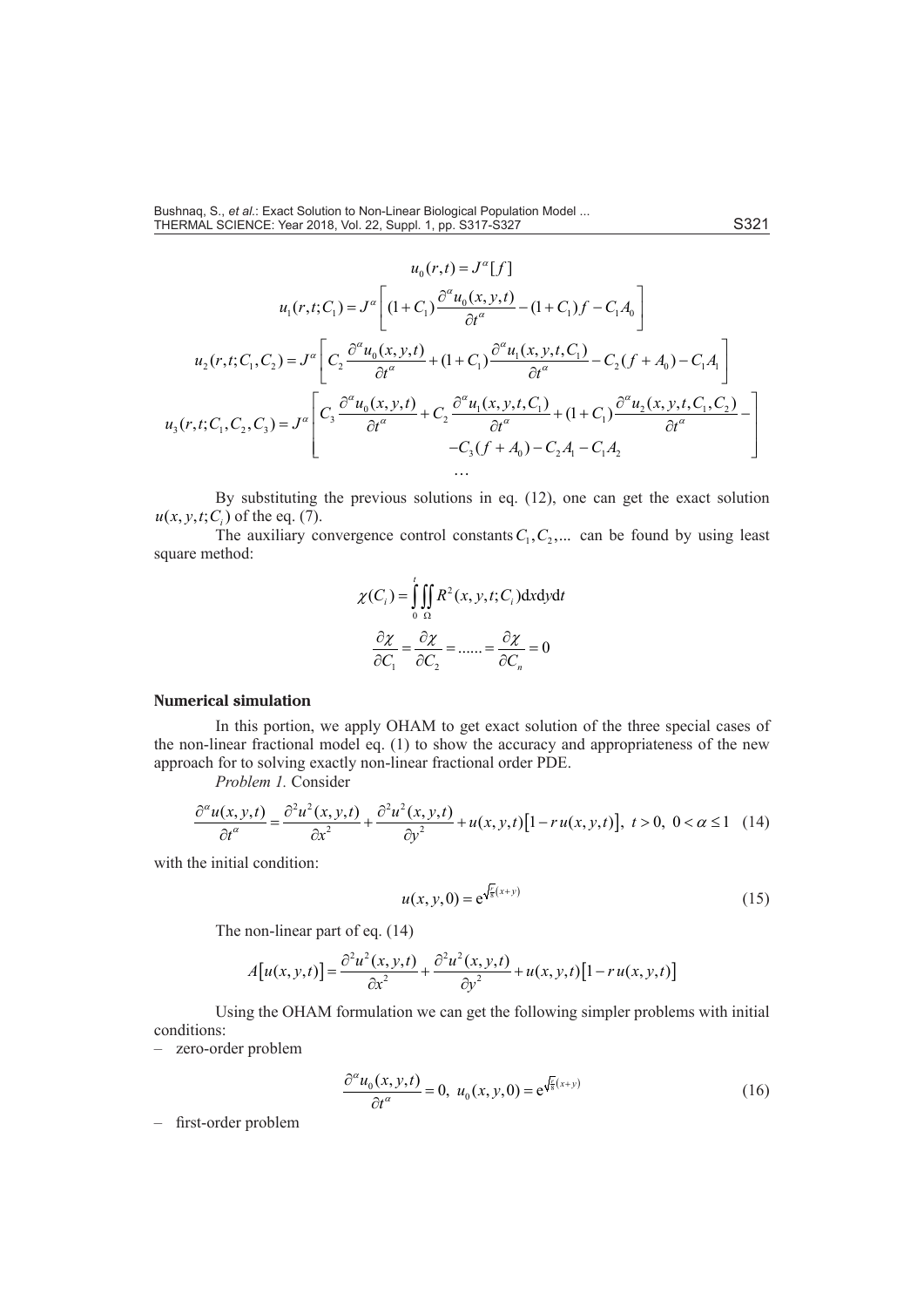$$u_0(r,t) = J^\alpha [f]$$

$$u_1(r,t;C_1) = J^\alpha \left[ (1+C_1)\frac{\partial^\alpha u_0(x,y,t)}{\partial t^\alpha} - (1+C_1) f - C_1 A_0 \right]$$

$$u_2(r,t;C_1,C_2) = J^\alpha \left[ C_2 \frac{\partial^\alpha u_0(x,y,t)}{\partial t^\alpha} + (1+C_1)\frac{\partial^\alpha u_1(x,y,t,C_1)}{\partial t^\alpha} - C_2(f + A_0) - C_1 A_1 \right]$$

$$u_3(r,t;C_1,C_2,C_3) = J^\alpha \left[ \begin{array}{c} C_3 \dfrac{\partial^\alpha u_0(x,y,t)}{\partial t^\alpha} + C_2 \dfrac{\partial^\alpha u_1(x,y,t,C_1)}{\partial t^\alpha} + (1+C_1)\dfrac{\partial^\alpha u_2(x,y,t,C_1,C_2)}{\partial t^\alpha} - \\ -C_3(f + A_0) - C_2 A_1 - C_1 A_2 \end{array} \right]$$

$$\ldots$$

By substituting the previous solutions in eq. (12), one can get the exact solution $u(x,y,t;C_i)$ of the eq. (7).

The auxiliary convergence control constants $C_1, C_2, \ldots$ can be found by using least square method:

$$\chi(C_i) = \int_0^t \iint_\Omega R^2(x,y,t;C_i)\mathrm{d}x\mathrm{d}y\mathrm{d}t$$

$$\frac{\partial \chi}{\partial C_1} = \frac{\partial \chi}{\partial C_2} = \ldots\ldots = \frac{\partial \chi}{\partial C_n} = 0$$

## Numerical simulation

In this portion, we apply OHAM to get exact solution of the three special cases of the non-linear fractional model eq. (1) to show the accuracy and appropriateness of the new approach for to solving exactly non-linear fractional order PDE.

*Problem 1.* Consider

$$\frac{\partial^\alpha u(x,y,t)}{\partial t^\alpha} = \frac{\partial^2 u^2(x,y,t)}{\partial x^2} + \frac{\partial^2 u^2(x,y,t)}{\partial y^2} + u(x,y,t)\left[1 - r\,u(x,y,t)\right], \ t > 0, \ 0 < \alpha \le 1 \quad (14)$$

with the initial condition:

$$u(x,y,0) = \mathrm{e}^{\sqrt{\frac{r}{8}}(x+y)} \quad (15)$$

The non-linear part of eq. (14)

$$A\left[u(x,y,t)\right] = \frac{\partial^2 u^2(x,y,t)}{\partial x^2} + \frac{\partial^2 u^2(x,y,t)}{\partial y^2} + u(x,y,t)\left[1 - r\,u(x,y,t)\right]$$

Using the OHAM formulation we can get the following simpler problems with initial conditions:

– zero-order problem

$$\frac{\partial^\alpha u_0(x,y,t)}{\partial t^\alpha} = 0, \ u_0(x,y,0) = \mathrm{e}^{\sqrt{\frac{r}{8}}(x+y)} \quad (16)$$

– first-order problem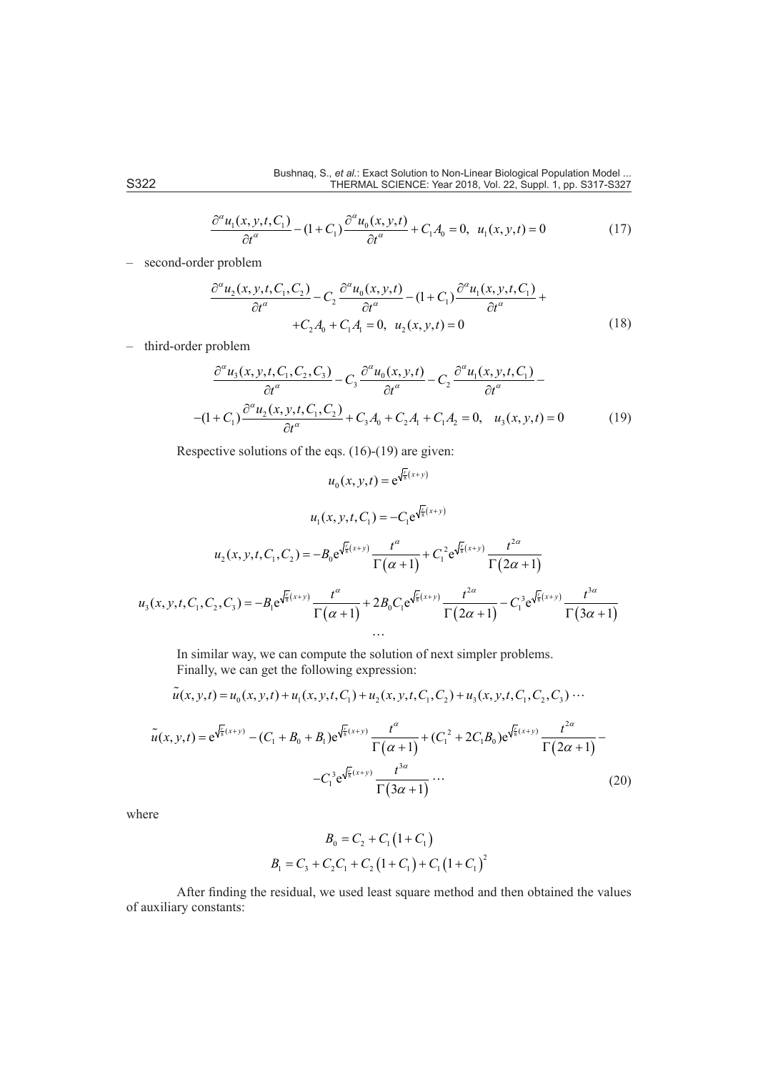$$\frac{\partial^{\alpha} u_1(x,y,t,C_1)}{\partial t^{\alpha}} - (1+C_1)\frac{\partial^{\alpha} u_0(x,y,t)}{\partial t^{\alpha}} + C_1 A_0 = 0, \quad u_1(x,y,t) = 0 \tag{17}$$

– second-order problem

$$\frac{\partial^{\alpha} u_2(x,y,t,C_1,C_2)}{\partial t^{\alpha}} - C_2 \frac{\partial^{\alpha} u_0(x,y,t)}{\partial t^{\alpha}} - (1+C_1)\frac{\partial^{\alpha} u_1(x,y,t,C_1)}{\partial t^{\alpha}} + \\ + C_2 A_0 + C_1 A_1 = 0, \quad u_2(x,y,t) = 0 \tag{18}$$

– third-order problem

$$\frac{\partial^{\alpha} u_3(x,y,t,C_1,C_2,C_3)}{\partial t^{\alpha}} - C_3 \frac{\partial^{\alpha} u_0(x,y,t)}{\partial t^{\alpha}} - C_2 \frac{\partial^{\alpha} u_1(x,y,t,C_1)}{\partial t^{\alpha}} - \\ -(1+C_1)\frac{\partial^{\alpha} u_2(x,y,t,C_1,C_2)}{\partial t^{\alpha}} + C_3 A_0 + C_2 A_1 + C_1 A_2 = 0, \quad u_3(x,y,t) = 0 \tag{19}$$

Respective solutions of the eqs. (16)-(19) are given:

$$u_0(x,y,t) = \mathrm{e}^{\sqrt{\frac{c}{8}}(x+y)}$$

$$u_1(x,y,t,C_1) = -C_1 \mathrm{e}^{\sqrt{\frac{c}{8}}(x+y)}$$

$$u_2(x,y,t,C_1,C_2) = -B_0 \mathrm{e}^{\sqrt{\frac{c}{8}}(x+y)} \frac{t^{\alpha}}{\Gamma(\alpha+1)} + C_1^2 \mathrm{e}^{\sqrt{\frac{c}{8}}(x+y)} \frac{t^{2\alpha}}{\Gamma(2\alpha+1)}$$

$$u_3(x,y,t,C_1,C_2,C_3) = -B_1 \mathrm{e}^{\sqrt{\frac{c}{8}}(x+y)} \frac{t^{\alpha}}{\Gamma(\alpha+1)} + 2B_0 C_1 \mathrm{e}^{\sqrt{\frac{c}{8}}(x+y)} \frac{t^{2\alpha}}{\Gamma(2\alpha+1)} - C_1^3 \mathrm{e}^{\sqrt{\frac{c}{8}}(x+y)} \frac{t^{3\alpha}}{\Gamma(3\alpha+1)}$$

$$\cdots$$

In similar way, we can compute the solution of next simpler problems.
Finally, we can get the following expression:

$$\tilde{u}(x,y,t) = u_0(x,y,t) + u_1(x,y,t,C_1) + u_2(x,y,t,C_1,C_2) + u_3(x,y,t,C_1,C_2,C_3) \cdots$$

$$\tilde{u}(x,y,t) = \mathrm{e}^{\sqrt{\frac{c}{8}}(x+y)} - (C_1 + B_0 + B_1)\mathrm{e}^{\sqrt{\frac{c}{8}}(x+y)} \frac{t^{\alpha}}{\Gamma(\alpha+1)} + (C_1^2 + 2C_1 B_0)\mathrm{e}^{\sqrt{\frac{c}{8}}(x+y)} \frac{t^{2\alpha}}{\Gamma(2\alpha+1)} - \\ - C_1^3 \mathrm{e}^{\sqrt{\frac{c}{8}}(x+y)} \frac{t^{3\alpha}}{\Gamma(3\alpha+1)} \cdots \tag{20}$$

where

$$B_0 = C_2 + C_1(1+C_1)$$

$$B_1 = C_3 + C_2 C_1 + C_2(1+C_1) + C_1(1+C_1)^2$$

After finding the residual, we used least square method and then obtained the values of auxiliary constants: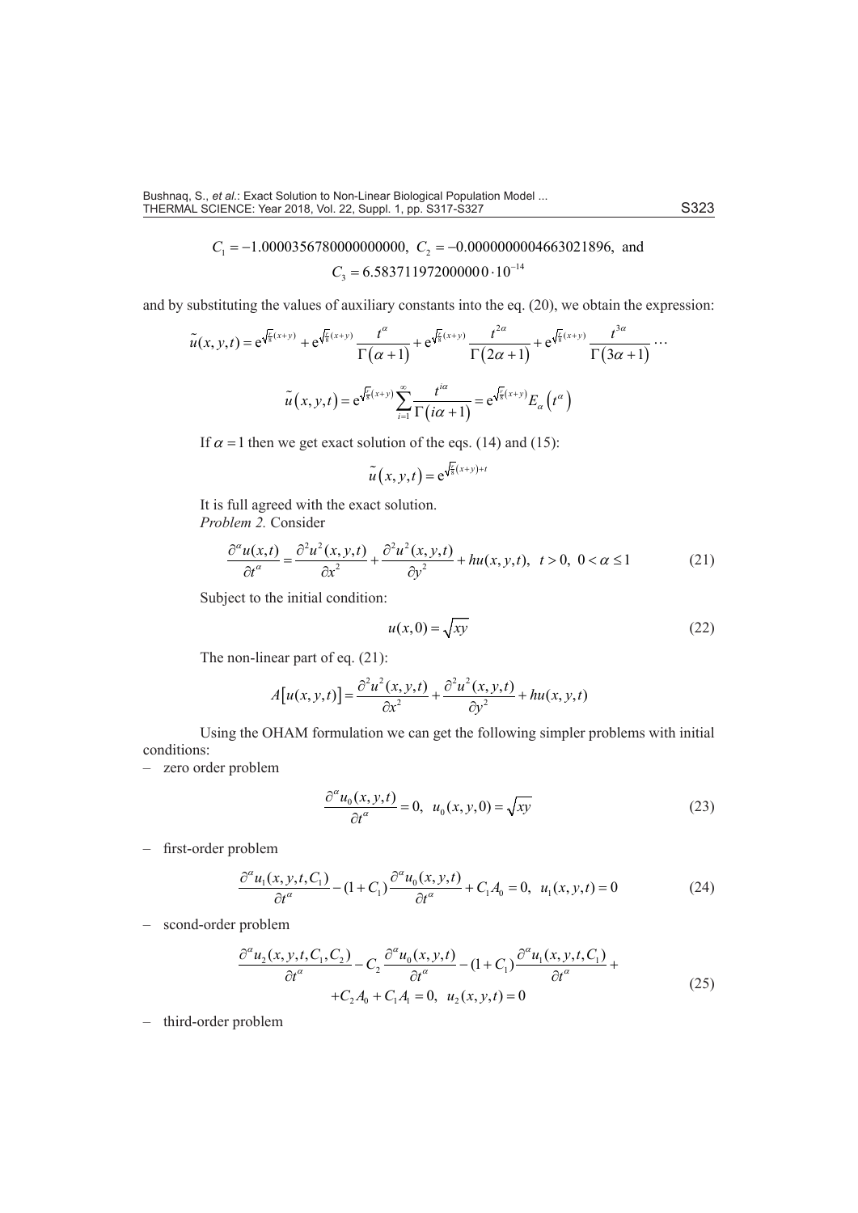$$C_1 = -1.0000356780000000000, \; C_2 = -0.0000000004663021896, \text{ and}$$
$$C_3 = 6.5837119720000000 \cdot 10^{-14}$$

and by substituting the values of auxiliary constants into the eq. (20), we obtain the expression:

$$\tilde{u}(x,y,t) = \mathrm{e}^{\sqrt{\frac{h}{8}}(x+y)} + \mathrm{e}^{\sqrt{\frac{h}{8}}(x+y)} \frac{t^{\alpha}}{\Gamma(\alpha+1)} + \mathrm{e}^{\sqrt{\frac{h}{8}}(x+y)} \frac{t^{2\alpha}}{\Gamma(2\alpha+1)} + \mathrm{e}^{\sqrt{\frac{h}{8}}(x+y)} \frac{t^{3\alpha}}{\Gamma(3\alpha+1)} \cdots$$

$$\tilde{u}(x,y,t) = \mathrm{e}^{\sqrt{\frac{h}{8}}(x+y)} \sum_{i=1}^{\infty} \frac{t^{i\alpha}}{\Gamma(i\alpha+1)} = \mathrm{e}^{\sqrt{\frac{h}{8}}(x+y)} E_{\alpha}\left(t^{\alpha}\right)$$

If $\alpha = 1$ then we get exact solution of the eqs. (14) and (15):

$$\tilde{u}(x,y,t) = \mathrm{e}^{\sqrt{\frac{h}{8}}(x+y)+t}$$

It is full agreed with the exact solution.

*Problem 2.* Consider

$$\frac{\partial^{\alpha} u(x,t)}{\partial t^{\alpha}} = \frac{\partial^2 u^2(x,y,t)}{\partial x^2} + \frac{\partial^2 u^2(x,y,t)}{\partial y^2} + hu(x,y,t), \quad t > 0, \; 0 < \alpha \le 1 \tag{21}$$

Subject to the initial condition:

$$u(x,0) = \sqrt{xy} \tag{22}$$

The non-linear part of eq. (21):

$$A\left[u(x,y,t)\right] = \frac{\partial^2 u^2(x,y,t)}{\partial x^2} + \frac{\partial^2 u^2(x,y,t)}{\partial y^2} + hu(x,y,t)$$

Using the OHAM formulation we can get the following simpler problems with initial conditions:

– zero order problem

$$\frac{\partial^{\alpha} u_0(x,y,t)}{\partial t^{\alpha}} = 0, \quad u_0(x,y,0) = \sqrt{xy} \tag{23}$$

– first-order problem

$$\frac{\partial^{\alpha} u_1(x,y,t,C_1)}{\partial t^{\alpha}} - (1+C_1)\frac{\partial^{\alpha} u_0(x,y,t)}{\partial t^{\alpha}} + C_1 A_0 = 0, \quad u_1(x,y,t) = 0 \tag{24}$$

– scond-order problem

$$\frac{\partial^{\alpha} u_2(x,y,t,C_1,C_2)}{\partial t^{\alpha}} - C_2 \frac{\partial^{\alpha} u_0(x,y,t)}{\partial t^{\alpha}} - (1+C_1)\frac{\partial^{\alpha} u_1(x,y,t,C_1)}{\partial t^{\alpha}} + \\ + C_2 A_0 + C_1 A_1 = 0, \quad u_2(x,y,t) = 0 \tag{25}$$

– third-order problem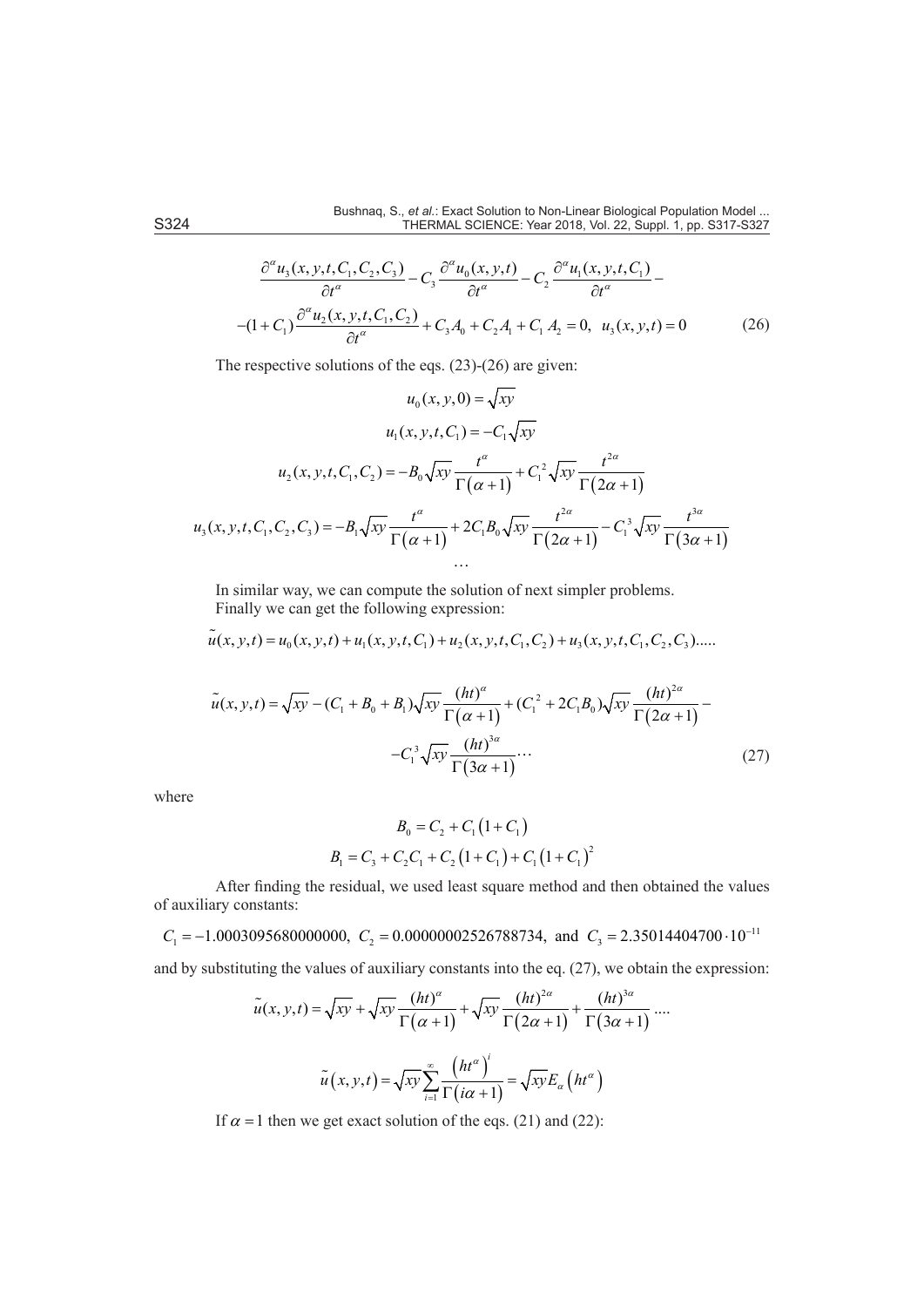$$\frac{\partial^\alpha u_3(x,y,t,C_1,C_2,C_3)}{\partial t^\alpha} - C_3\frac{\partial^\alpha u_0(x,y,t)}{\partial t^\alpha} - C_2\frac{\partial^\alpha u_1(x,y,t,C_1)}{\partial t^\alpha} -$$

$$-(1+C_1)\frac{\partial^\alpha u_2(x,y,t,C_1,C_2)}{\partial t^\alpha} + C_3 A_0 + C_2 A_1 + C_1 A_2 = 0, \quad u_3(x,y,t) = 0 \tag{26}$$

The respective solutions of the eqs. (23)-(26) are given:

$$u_0(x,y,0) = \sqrt{xy}$$

$$u_1(x,y,t,C_1) = -C_1\sqrt{xy}$$

$$u_2(x,y,t,C_1,C_2) = -B_0\sqrt{xy}\frac{t^\alpha}{\Gamma(\alpha+1)} + C_1^2\sqrt{xy}\frac{t^{2\alpha}}{\Gamma(2\alpha+1)}$$

$$u_3(x,y,t,C_1,C_2,C_3) = -B_1\sqrt{xy}\frac{t^\alpha}{\Gamma(\alpha+1)} + 2C_1B_0\sqrt{xy}\frac{t^{2\alpha}}{\Gamma(2\alpha+1)} - C_1^3\sqrt{xy}\frac{t^{3\alpha}}{\Gamma(3\alpha+1)}$$

$$\cdots$$

In similar way, we can compute the solution of next simpler problems.
Finally we can get the following expression:

$$\tilde{u}(x,y,t) = u_0(x,y,t) + u_1(x,y,t,C_1) + u_2(x,y,t,C_1,C_2) + u_3(x,y,t,C_1,C_2,C_3).....$$

$$\tilde{u}(x,y,t) = \sqrt{xy} - (C_1 + B_0 + B_1)\sqrt{xy}\frac{(ht)^\alpha}{\Gamma(\alpha+1)} + (C_1^2 + 2C_1B_0)\sqrt{xy}\frac{(ht)^{2\alpha}}{\Gamma(2\alpha+1)} -$$

$$-C_1^3\sqrt{xy}\frac{(ht)^{3\alpha}}{\Gamma(3\alpha+1)}\cdots \tag{27}$$

where

$$B_0 = C_2 + C_1(1+C_1)$$

$$B_1 = C_3 + C_2C_1 + C_2(1+C_1) + C_1(1+C_1)^2$$

After finding the residual, we used least square method and then obtained the values of auxiliary constants:

$C_1 = -1.0003095680000000,\ C_2 = 0.00000002526788734,$ and $C_3 = 2.35014404700\cdot 10^{-11}$

and by substituting the values of auxiliary constants into the eq. (27), we obtain the expression:

$$\tilde{u}(x,y,t) = \sqrt{xy} + \sqrt{xy}\frac{(ht)^\alpha}{\Gamma(\alpha+1)} + \sqrt{xy}\frac{(ht)^{2\alpha}}{\Gamma(2\alpha+1)} + \frac{(ht)^{3\alpha}}{\Gamma(3\alpha+1)}\ ....$$

$$\tilde{u}(x,y,t) = \sqrt{xy}\sum_{i=1}^{\infty}\frac{\left(ht^\alpha\right)^i}{\Gamma(i\alpha+1)} = \sqrt{xy}E_\alpha\left(ht^\alpha\right)$$

If $\alpha = 1$ then we get exact solution of the eqs. (21) and (22):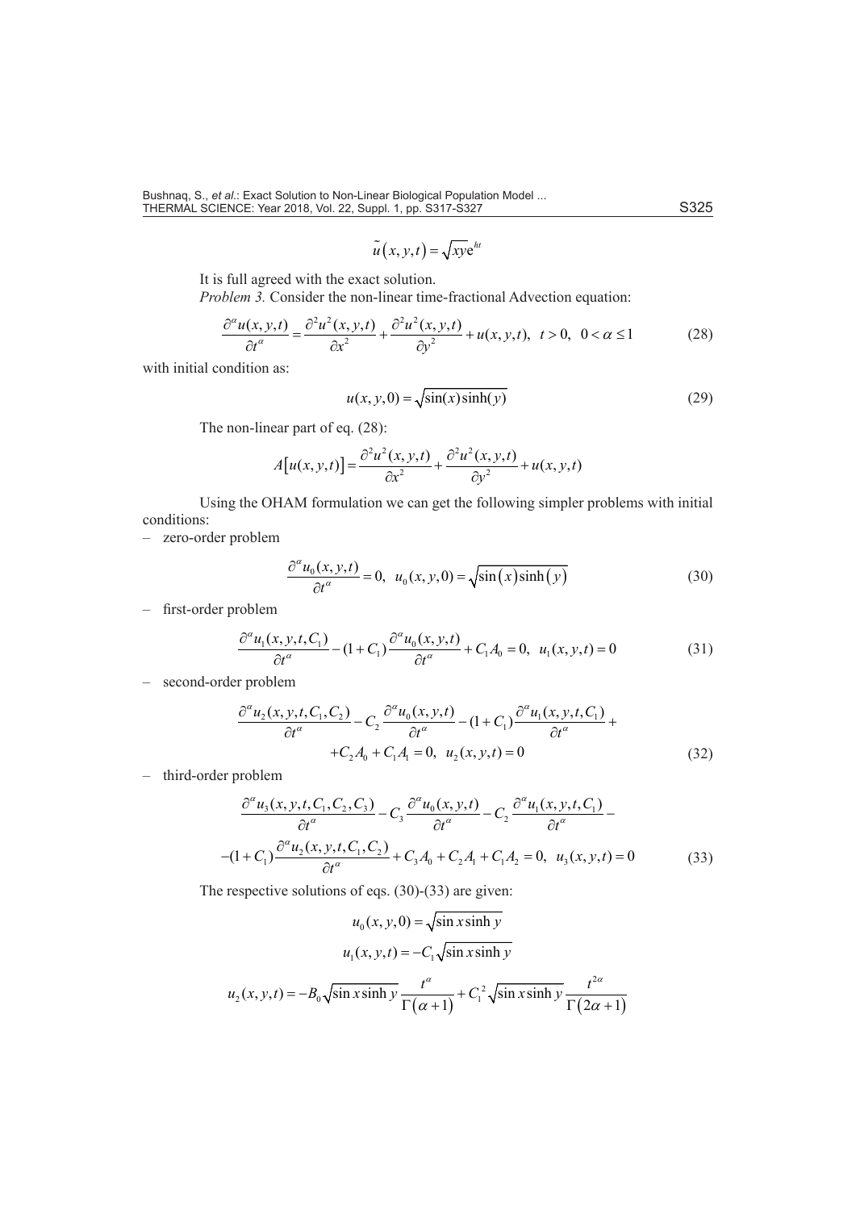$$\tilde{u}(x,y,t) = \sqrt{xy}e^{ht}$$

It is full agreed with the exact solution.

*Problem 3.* Consider the non-linear time-fractional Advection equation:

$$\frac{\partial^\alpha u(x,y,t)}{\partial t^\alpha} = \frac{\partial^2 u^2(x,y,t)}{\partial x^2} + \frac{\partial^2 u^2(x,y,t)}{\partial y^2} + u(x,y,t), \quad t>0, \quad 0<\alpha\le 1 \tag{28}$$

with initial condition as:

$$u(x,y,0) = \sqrt{\sin(x)\sinh(y)} \tag{29}$$

The non-linear part of eq. (28):

$$A\left[u(x,y,t)\right] = \frac{\partial^2 u^2(x,y,t)}{\partial x^2} + \frac{\partial^2 u^2(x,y,t)}{\partial y^2} + u(x,y,t)$$

Using the OHAM formulation we can get the following simpler problems with initial conditions:

– zero-order problem

$$\frac{\partial^\alpha u_0(x,y,t)}{\partial t^\alpha} = 0, \quad u_0(x,y,0) = \sqrt{\sin(x)\sinh(y)} \tag{30}$$

– first-order problem

$$\frac{\partial^\alpha u_1(x,y,t,C_1)}{\partial t^\alpha} - (1+C_1)\frac{\partial^\alpha u_0(x,y,t)}{\partial t^\alpha} + C_1 A_0 = 0, \quad u_1(x,y,t) = 0 \tag{31}$$

– second-order problem

$$\frac{\partial^\alpha u_2(x,y,t,C_1,C_2)}{\partial t^\alpha} - C_2\frac{\partial^\alpha u_0(x,y,t)}{\partial t^\alpha} - (1+C_1)\frac{\partial^\alpha u_1(x,y,t,C_1)}{\partial t^\alpha} + C_2 A_0 + C_1 A_1 = 0, \quad u_2(x,y,t) = 0 \tag{32}$$

– third-order problem

$$\frac{\partial^\alpha u_3(x,y,t,C_1,C_2,C_3)}{\partial t^\alpha} - C_3\frac{\partial^\alpha u_0(x,y,t)}{\partial t^\alpha} - C_2\frac{\partial^\alpha u_1(x,y,t,C_1)}{\partial t^\alpha} - (1+C_1)\frac{\partial^\alpha u_2(x,y,t,C_1,C_2)}{\partial t^\alpha} + C_3 A_0 + C_2 A_1 + C_1 A_2 = 0, \quad u_3(x,y,t) = 0 \tag{33}$$

The respective solutions of eqs. (30)-(33) are given:

$$u_0(x,y,0) = \sqrt{\sin x \sinh y}$$

$$u_1(x,y,t) = -C_1\sqrt{\sin x \sinh y}$$

$$u_2(x,y,t) = -B_0\sqrt{\sin x \sinh y}\,\frac{t^\alpha}{\Gamma(\alpha+1)} + C_1^2\sqrt{\sin x \sinh y}\,\frac{t^{2\alpha}}{\Gamma(2\alpha+1)}$$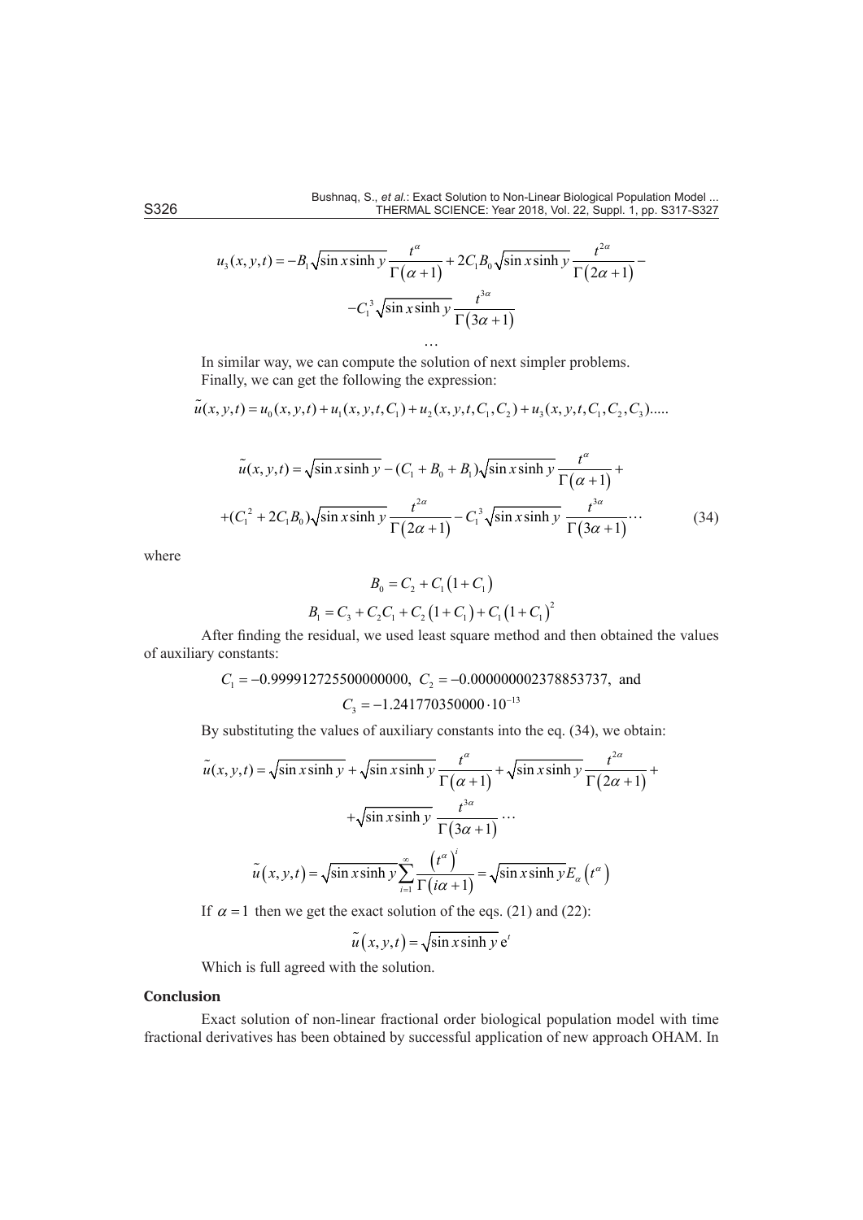$$u_3(x,y,t) = -B_1\sqrt{\sin x \sinh y}\,\frac{t^{\alpha}}{\Gamma(\alpha+1)} + 2C_1B_0\sqrt{\sin x \sinh y}\,\frac{t^{2\alpha}}{\Gamma(2\alpha+1)} - $$

$$-C_1^3\sqrt{\sin x \sinh y}\,\frac{t^{3\alpha}}{\Gamma(3\alpha+1)}$$

$$\ldots$$

In similar way, we can compute the solution of next simpler problems.

Finally, we can get the following the expression:

$$\tilde{u}(x,y,t) = u_0(x,y,t) + u_1(x,y,t,C_1) + u_2(x,y,t,C_1,C_2) + u_3(x,y,t,C_1,C_2,C_3).....$$

$$\tilde{u}(x,y,t) = \sqrt{\sin x \sinh y} - (C_1 + B_0 + B_1)\sqrt{\sin x \sinh y}\,\frac{t^{\alpha}}{\Gamma(\alpha+1)} +$$

$$+(C_1^2 + 2C_1B_0)\sqrt{\sin x \sinh y}\,\frac{t^{2\alpha}}{\Gamma(2\alpha+1)} - C_1^3\sqrt{\sin x \sinh y}\,\frac{t^{3\alpha}}{\Gamma(3\alpha+1)}\cdots \tag{34}$$

where

$$B_0 = C_2 + C_1(1 + C_1)$$

$$B_1 = C_3 + C_2C_1 + C_2(1 + C_1) + C_1(1 + C_1)^2$$

After finding the residual, we used least square method and then obtained the values of auxiliary constants:

$$C_1 = -0.999912725500000000,\ C_2 = -0.000000002378853737,\ \text{and}$$

$$C_3 = -1.241770350000 \cdot 10^{-13}$$

By substituting the values of auxiliary constants into the eq. (34), we obtain:

$$\tilde{u}(x,y,t) = \sqrt{\sin x \sinh y} + \sqrt{\sin x \sinh y}\,\frac{t^{\alpha}}{\Gamma(\alpha+1)} + \sqrt{\sin x \sinh y}\,\frac{t^{2\alpha}}{\Gamma(2\alpha+1)} +$$

$$+\sqrt{\sin x \sinh y}\,\frac{t^{3\alpha}}{\Gamma(3\alpha+1)}\cdots$$

$$\tilde{u}(x,y,t) = \sqrt{\sin x \sinh y}\sum_{i=1}^{\infty}\frac{(t^{\alpha})^i}{\Gamma(i\alpha+1)} = \sqrt{\sin x \sinh y}\,E_{\alpha}(t^{\alpha})$$

If $\alpha = 1$ then we get the exact solution of the eqs. (21) and (22):

$$\tilde{u}(x,y,t) = \sqrt{\sin x \sinh y}\,\mathrm{e}^t$$

Which is full agreed with the solution.

## Conclusion

Exact solution of non-linear fractional order biological population model with time fractional derivatives has been obtained by successful application of new approach OHAM. In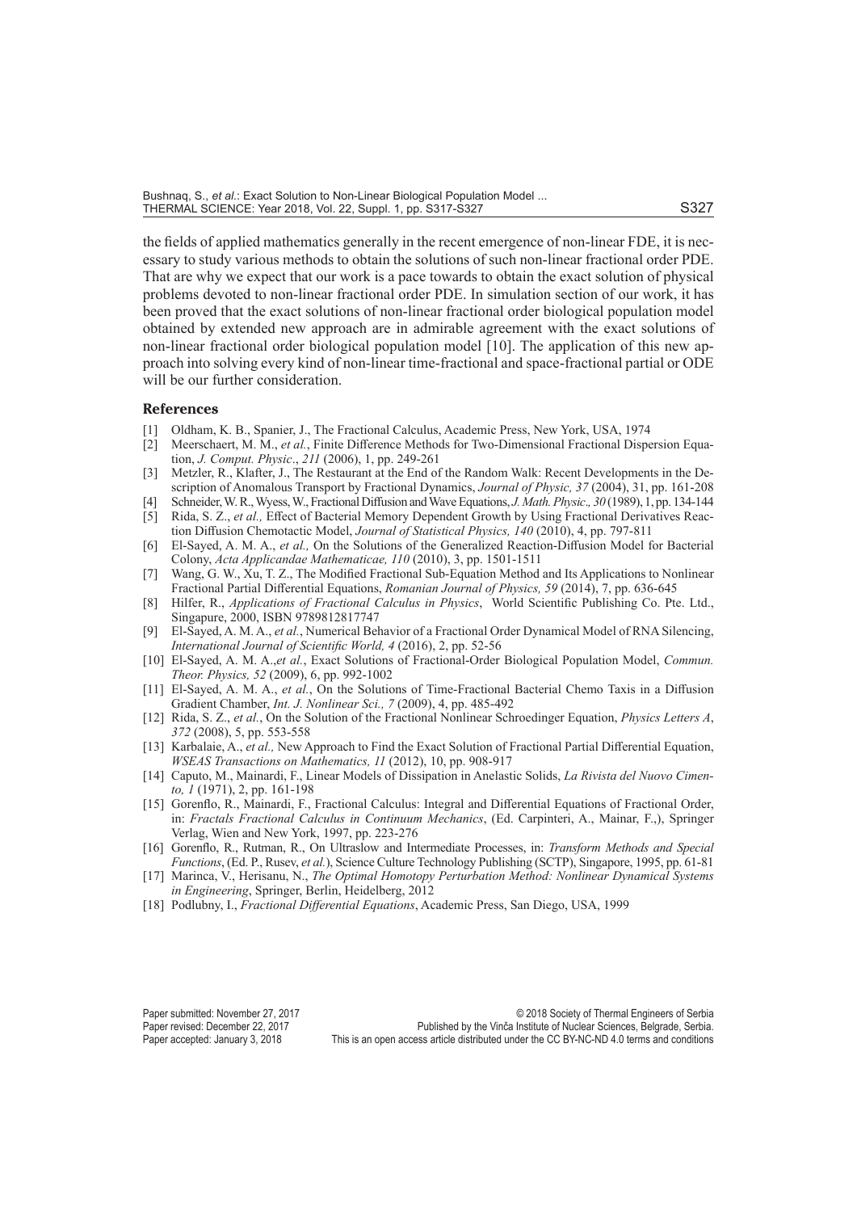the fields of applied mathematics generally in the recent emergence of non-linear FDE, it is necessary to study various methods to obtain the solutions of such non-linear fractional order PDE. That are why we expect that our work is a pace towards to obtain the exact solution of physical problems devoted to non-linear fractional order PDE. In simulation section of our work, it has been proved that the exact solutions of non-linear fractional order biological population model obtained by extended new approach are in admirable agreement with the exact solutions of non-linear fractional order biological population model [10]. The application of this new approach into solving every kind of non-linear time-fractional and space-fractional partial or ODE will be our further consideration.

## References

[1] Oldham, K. B., Spanier, J., The Fractional Calculus, Academic Press, New York, USA, 1974

[2] Meerschaert, M. M., *et al.*, Finite Difference Methods for Two-Dimensional Fractional Dispersion Equation, *J. Comput. Physic*., *211* (2006), 1, pp. 249-261

[3] Metzler, R., Klafter, J., The Restaurant at the End of the Random Walk: Recent Developments in the Description of Anomalous Transport by Fractional Dynamics, *Journal of Physic, 37* (2004), 31, pp. 161-208

[4] Schneider, W. R., Wyess, W., Fractional Diffusion and Wave Equations, *J. Math. Physic*., *30* (1989), 1, pp. 134-144

[5] Rida, S. Z., *et al.,* Effect of Bacterial Memory Dependent Growth by Using Fractional Derivatives Reaction Diffusion Chemotactic Model, *Journal of Statistical Physics, 140* (2010), 4, pp. 797-811

[6] El-Sayed, A. M. A., *et al.,* On the Solutions of the Generalized Reaction-Diffusion Model for Bacterial Colony, *Acta Applicandae Mathematicae, 110* (2010), 3, pp. 1501-1511

[7] Wang, G. W., Xu, T. Z., The Modified Fractional Sub-Equation Method and Its Applications to Nonlinear Fractional Partial Differential Equations, *Romanian Journal of Physics, 59* (2014), 7, pp. 636-645

[8] Hilfer, R., *Applications of Fractional Calculus in Physics*, World Scientific Publishing Co. Pte. Ltd., Singapure, 2000, ISBN 9789812817747

[9] El-Sayed, A. M. A., *et al.*, Numerical Behavior of a Fractional Order Dynamical Model of RNA Silencing, *International Journal of Scientific World, 4* (2016), 2, pp. 52-56

[10] El-Sayed, A. M. A.,*et al.*, Exact Solutions of Fractional-Order Biological Population Model, *Commun. Theor. Physics, 52* (2009), 6, pp. 992-1002

[11] El-Sayed, A. M. A., *et al.*, On the Solutions of Time-Fractional Bacterial Chemo Taxis in a Diffusion Gradient Chamber, *Int. J. Nonlinear Sci., 7* (2009), 4, pp. 485-492

[12] Rida, S. Z., *et al.*, On the Solution of the Fractional Nonlinear Schroedinger Equation, *Physics Letters A*, *372* (2008), 5, pp. 553-558

[13] Karbalaie, A., *et al.,* New Approach to Find the Exact Solution of Fractional Partial Differential Equation, *WSEAS Transactions on Mathematics, 11* (2012), 10, pp. 908-917

[14] Caputo, M., Mainardi, F., Linear Models of Dissipation in Anelastic Solids, *La Rivista del Nuovo Cimento, 1* (1971), 2, pp. 161-198

[15] Gorenflo, R., Mainardi, F., Fractional Calculus: Integral and Differential Equations of Fractional Order, in: *Fractals Fractional Calculus in Continuum Mechanics*, (Ed. Carpinteri, A., Mainar, F.,), Springer Verlag, Wien and New York, 1997, pp. 223-276

[16] Gorenflo, R., Rutman, R., On Ultraslow and Intermediate Processes, in: *Transform Methods and Special Functions*, (Ed. P., Rusev, *et al.*), Science Culture Technology Publishing (SCTP), Singapore, 1995, pp. 61-81

[17] Marinca, V., Herisanu, N., *The Optimal Homotopy Perturbation Method: Nonlinear Dynamical Systems in Engineering*, Springer, Berlin, Heidelberg, 2012

[18] Podlubny, I., *Fractional Differential Equations*, Academic Press, San Diego, USA, 1999

Paper submitted: November 27, 2017
Paper revised: December 22, 2017
Paper accepted: January 3, 2018

© 2018 Society of Thermal Engineers of Serbia
Published by the Vinča Institute of Nuclear Sciences, Belgrade, Serbia.
This is an open access article distributed under the CC BY-NC-ND 4.0 terms and conditions